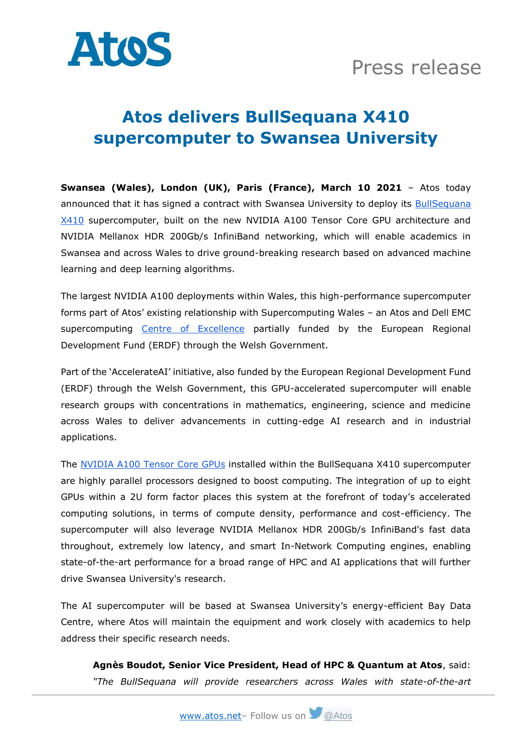Atos

Press release

# Atos delivers BullSequana X410 supercomputer to Swansea University

**Swansea (Wales), London (UK), Paris (France), March 10 2021** – Atos today announced that it has signed a contract with Swansea University to deploy its BullSequana X410 supercomputer, built on the new NVIDIA A100 Tensor Core GPU architecture and NVIDIA Mellanox HDR 200Gb/s InfiniBand networking, which will enable academics in Swansea and across Wales to drive ground-breaking research based on advanced machine learning and deep learning algorithms.

The largest NVIDIA A100 deployments within Wales, this high-performance supercomputer forms part of Atos' existing relationship with Supercomputing Wales – an Atos and Dell EMC supercomputing Centre of Excellence partially funded by the European Regional Development Fund (ERDF) through the Welsh Government.

Part of the 'AccelerateAI' initiative, also funded by the European Regional Development Fund (ERDF) through the Welsh Government, this GPU-accelerated supercomputer will enable research groups with concentrations in mathematics, engineering, science and medicine across Wales to deliver advancements in cutting-edge AI research and in industrial applications.

The NVIDIA A100 Tensor Core GPUs installed within the BullSequana X410 supercomputer are highly parallel processors designed to boost computing. The integration of up to eight GPUs within a 2U form factor places this system at the forefront of today's accelerated computing solutions, in terms of compute density, performance and cost-efficiency. The supercomputer will also leverage NVIDIA Mellanox HDR 200Gb/s InfiniBand's fast data throughout, extremely low latency, and smart In-Network Computing engines, enabling state-of-the-art performance for a broad range of HPC and AI applications that will further drive Swansea University's research.

The AI supercomputer will be based at Swansea University's energy-efficient Bay Data Centre, where Atos will maintain the equipment and work closely with academics to help address their specific research needs.

> **Agnès Boudot, Senior Vice President, Head of HPC & Quantum at Atos**, said: *"The BullSequana will provide researchers across Wales with state-of-the-art*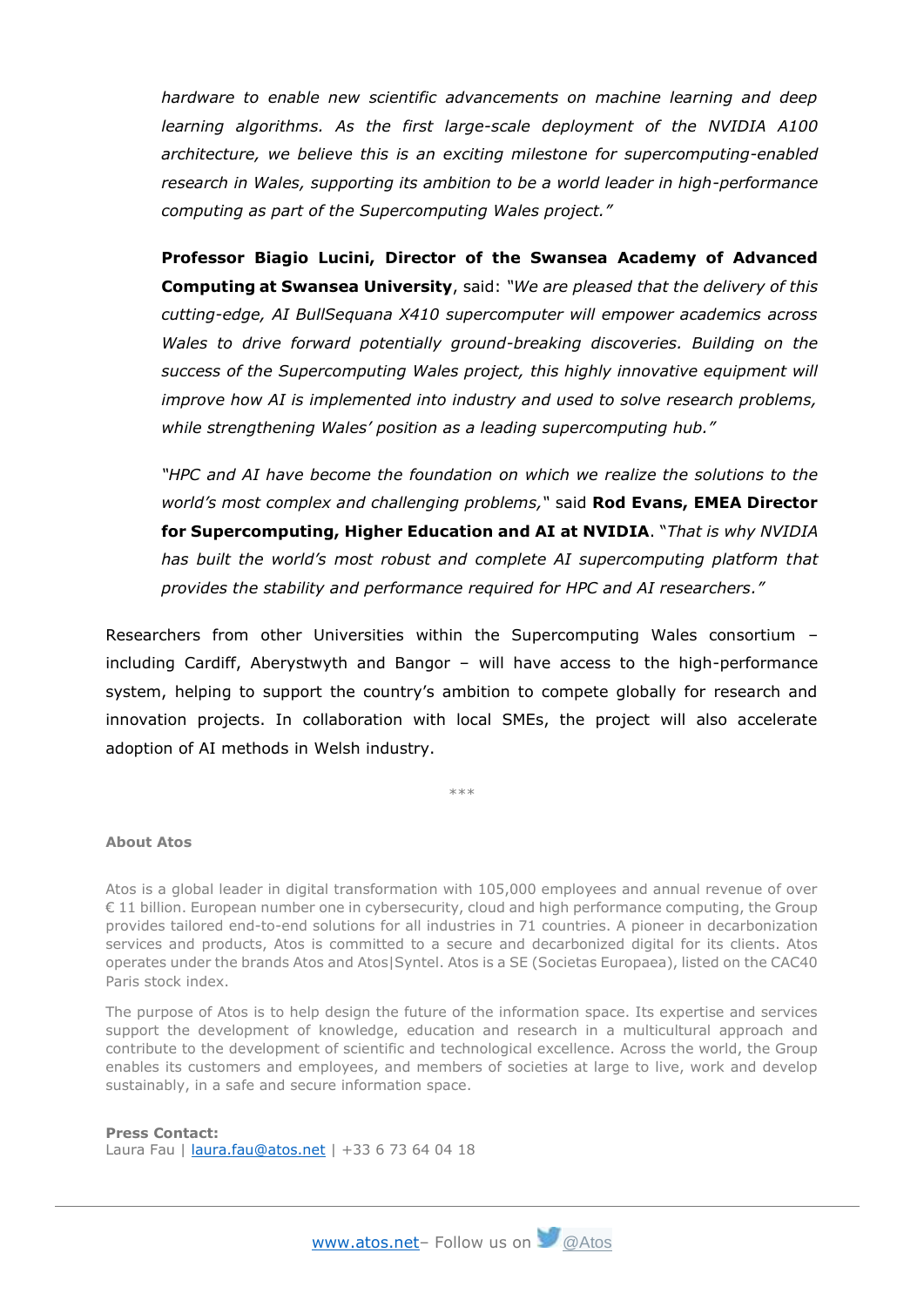*hardware to enable new scientific advancements on machine learning and deep learning algorithms. As the first large-scale deployment of the NVIDIA A100 architecture, we believe this is an exciting milestone for supercomputing-enabled research in Wales, supporting its ambition to be a world leader in high-performance computing as part of the Supercomputing Wales project."*

**Professor Biagio Lucini, Director of the Swansea Academy of Advanced Computing at Swansea University**, said: *"We are pleased that the delivery of this cutting-edge, AI BullSequana X410 supercomputer will empower academics across Wales to drive forward potentially ground-breaking discoveries. Building on the success of the Supercomputing Wales project, this highly innovative equipment will improve how AI is implemented into industry and used to solve research problems, while strengthening Wales' position as a leading supercomputing hub."*

*"HPC and AI have become the foundation on which we realize the solutions to the world's most complex and challenging problems,"* said **Rod Evans, EMEA Director for Supercomputing, Higher Education and AI at NVIDIA**. *"That is why NVIDIA has built the world's most robust and complete AI supercomputing platform that provides the stability and performance required for HPC and AI researchers."*

Researchers from other Universities within the Supercomputing Wales consortium – including Cardiff, Aberystwyth and Bangor – will have access to the high-performance system, helping to support the country's ambition to compete globally for research and innovation projects. In collaboration with local SMEs, the project will also accelerate adoption of AI methods in Welsh industry.

***

**About Atos**

Atos is a global leader in digital transformation with 105,000 employees and annual revenue of over € 11 billion. European number one in cybersecurity, cloud and high performance computing, the Group provides tailored end-to-end solutions for all industries in 71 countries. A pioneer in decarbonization services and products, Atos is committed to a secure and decarbonized digital for its clients. Atos operates under the brands Atos and Atos|Syntel. Atos is a SE (Societas Europaea), listed on the CAC40 Paris stock index.

The purpose of Atos is to help design the future of the information space. Its expertise and services support the development of knowledge, education and research in a multicultural approach and contribute to the development of scientific and technological excellence. Across the world, the Group enables its customers and employees, and members of societies at large to live, work and develop sustainably, in a safe and secure information space.

**Press Contact:**
Laura Fau | laura.fau@atos.net | +33 6 73 64 04 18

www.atos.net– Follow us on @Atos